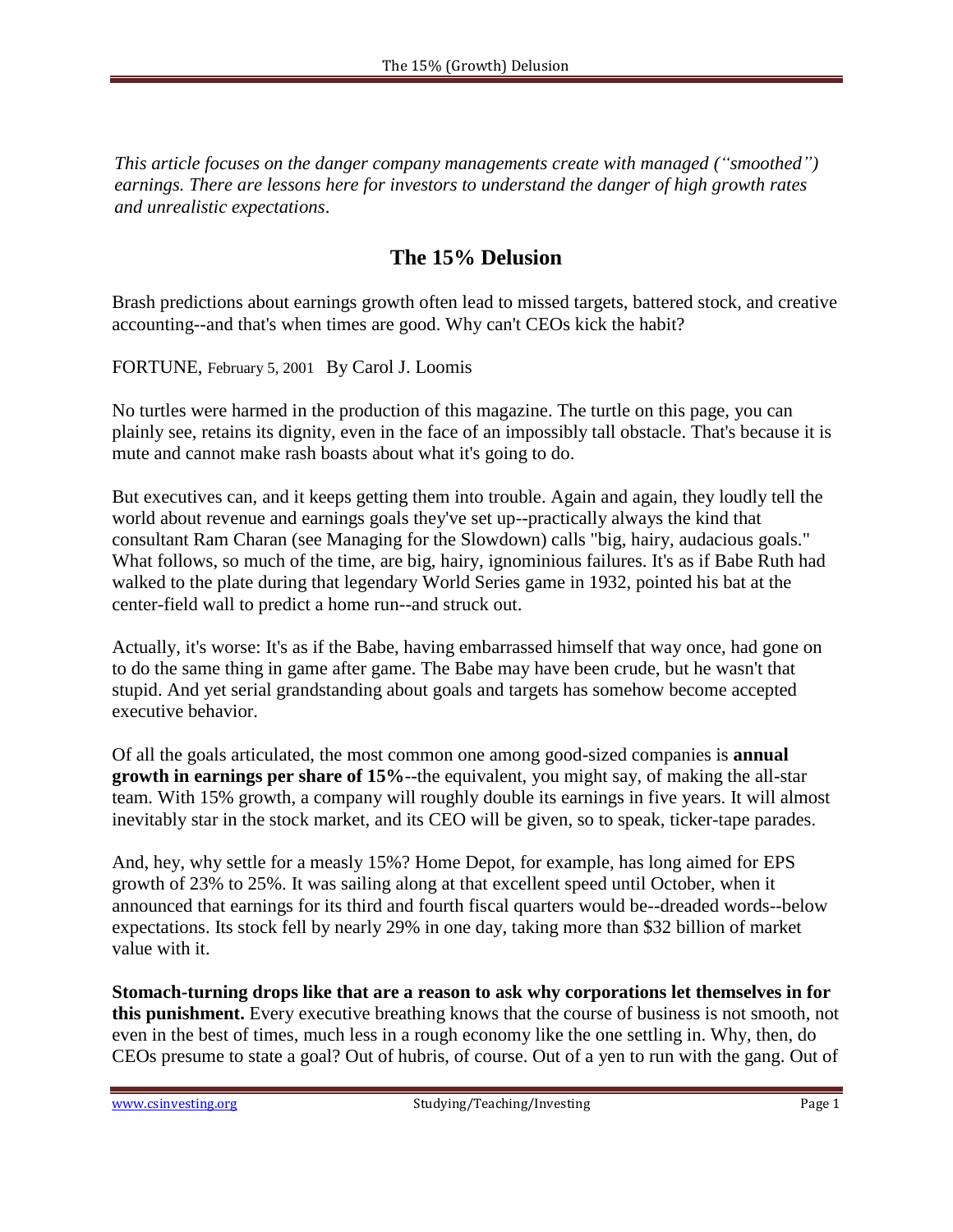*This article focuses on the danger company managements create with managed ("smoothed") earnings. There are lessons here for investors to understand the danger of high growth rates and unrealistic expectations.*

## The 15% Delusion

Brash predictions about earnings growth often lead to missed targets, battered stock, and creative accounting--and that's when times are good. Why can't CEOs kick the habit?

FORTUNE, February 5, 2001 By Carol J. Loomis

No turtles were harmed in the production of this magazine. The turtle on this page, you can plainly see, retains its dignity, even in the face of an impossibly tall obstacle. That's because it is mute and cannot make rash boasts about what it's going to do.

But executives can, and it keeps getting them into trouble. Again and again, they loudly tell the world about revenue and earnings goals they've set up--practically always the kind that consultant Ram Charan (see Managing for the Slowdown) calls "big, hairy, audacious goals." What follows, so much of the time, are big, hairy, ignominious failures. It's as if Babe Ruth had walked to the plate during that legendary World Series game in 1932, pointed his bat at the center-field wall to predict a home run--and struck out.

Actually, it's worse: It's as if the Babe, having embarrassed himself that way once, had gone on to do the same thing in game after game. The Babe may have been crude, but he wasn't that stupid. And yet serial grandstanding about goals and targets has somehow become accepted executive behavior.

Of all the goals articulated, the most common one among good-sized companies is **annual growth in earnings per share of 15%**--the equivalent, you might say, of making the all-star team. With 15% growth, a company will roughly double its earnings in five years. It will almost inevitably star in the stock market, and its CEO will be given, so to speak, ticker-tape parades.

And, hey, why settle for a measly 15%? Home Depot, for example, has long aimed for EPS growth of 23% to 25%. It was sailing along at that excellent speed until October, when it announced that earnings for its third and fourth fiscal quarters would be--dreaded words--below expectations. Its stock fell by nearly 29% in one day, taking more than $32 billion of market value with it.

**Stomach-turning drops like that are a reason to ask why corporations let themselves in for this punishment.** Every executive breathing knows that the course of business is not smooth, not even in the best of times, much less in a rough economy like the one settling in. Why, then, do CEOs presume to state a goal? Out of hubris, of course. Out of a yen to run with the gang. Out of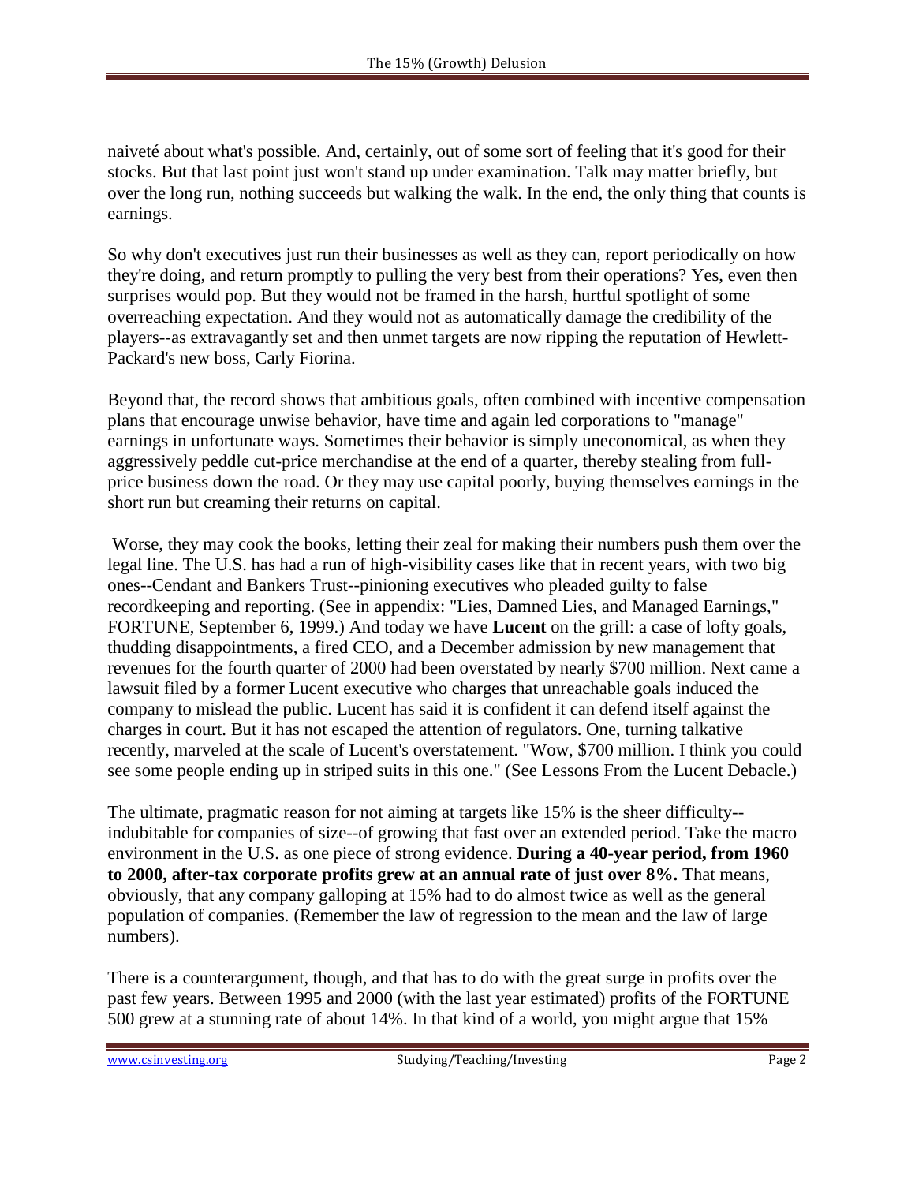naiveté about what's possible. And, certainly, out of some sort of feeling that it's good for their stocks. But that last point just won't stand up under examination. Talk may matter briefly, but over the long run, nothing succeeds but walking the walk. In the end, the only thing that counts is earnings.

So why don't executives just run their businesses as well as they can, report periodically on how they're doing, and return promptly to pulling the very best from their operations? Yes, even then surprises would pop. But they would not be framed in the harsh, hurtful spotlight of some overreaching expectation. And they would not as automatically damage the credibility of the players--as extravagantly set and then unmet targets are now ripping the reputation of Hewlett-Packard's new boss, Carly Fiorina.

Beyond that, the record shows that ambitious goals, often combined with incentive compensation plans that encourage unwise behavior, have time and again led corporations to "manage" earnings in unfortunate ways. Sometimes their behavior is simply uneconomical, as when they aggressively peddle cut-price merchandise at the end of a quarter, thereby stealing from full-price business down the road. Or they may use capital poorly, buying themselves earnings in the short run but creaming their returns on capital.

Worse, they may cook the books, letting their zeal for making their numbers push them over the legal line. The U.S. has had a run of high-visibility cases like that in recent years, with two big ones--Cendant and Bankers Trust--pinioning executives who pleaded guilty to false recordkeeping and reporting. (See in appendix: "Lies, Damned Lies, and Managed Earnings," FORTUNE, September 6, 1999.) And today we have **Lucent** on the grill: a case of lofty goals, thudding disappointments, a fired CEO, and a December admission by new management that revenues for the fourth quarter of 2000 had been overstated by nearly $700 million. Next came a lawsuit filed by a former Lucent executive who charges that unreachable goals induced the company to mislead the public. Lucent has said it is confident it can defend itself against the charges in court. But it has not escaped the attention of regulators. One, turning talkative recently, marveled at the scale of Lucent's overstatement. "Wow, $700 million. I think you could see some people ending up in striped suits in this one." (See Lessons From the Lucent Debacle.)

The ultimate, pragmatic reason for not aiming at targets like 15% is the sheer difficulty--indubitable for companies of size--of growing that fast over an extended period. Take the macro environment in the U.S. as one piece of strong evidence. **During a 40-year period, from 1960 to 2000, after-tax corporate profits grew at an annual rate of just over 8%.** That means, obviously, that any company galloping at 15% had to do almost twice as well as the general population of companies. (Remember the law of regression to the mean and the law of large numbers).

There is a counterargument, though, and that has to do with the great surge in profits over the past few years. Between 1995 and 2000 (with the last year estimated) profits of the FORTUNE 500 grew at a stunning rate of about 14%. In that kind of a world, you might argue that 15%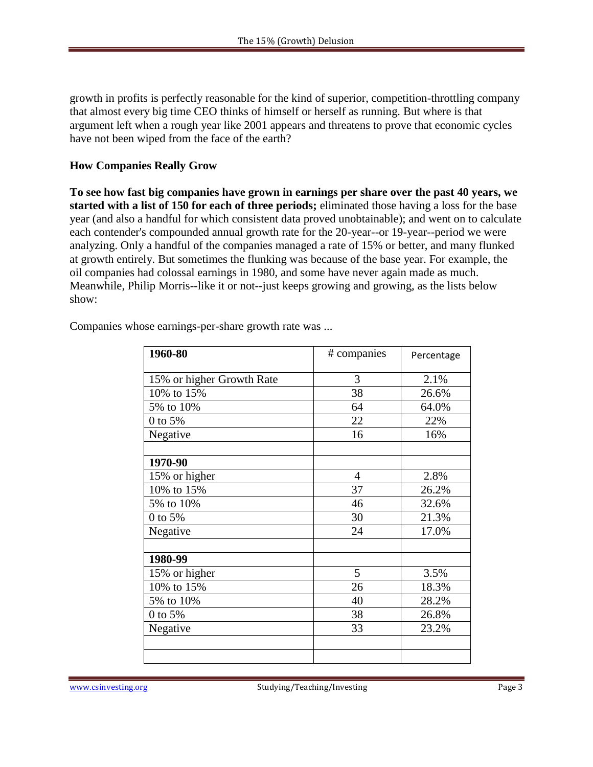growth in profits is perfectly reasonable for the kind of superior, competition-throttling company that almost every big time CEO thinks of himself or herself as running. But where is that argument left when a rough year like 2001 appears and threatens to prove that economic cycles have not been wiped from the face of the earth?

## How Companies Really Grow

**To see how fast big companies have grown in earnings per share over the past 40 years, we started with a list of 150 for each of three periods;** eliminated those having a loss for the base year (and also a handful for which consistent data proved unobtainable); and went on to calculate each contender's compounded annual growth rate for the 20-year--or 19-year--period we were analyzing. Only a handful of the companies managed a rate of 15% or better, and many flunked at growth entirely. But sometimes the flunking was because of the base year. For example, the oil companies had colossal earnings in 1980, and some have never again made as much. Meanwhile, Philip Morris--like it or not--just keeps growing and growing, as the lists below show:

Companies whose earnings-per-share growth rate was ...

| **1960-80** | # companies | Percentage |
|---|---|---|
| 15% or higher Growth Rate | 3 | 2.1% |
| 10% to 15% | 38 | 26.6% |
| 5% to 10% | 64 | 64.0% |
| 0 to 5% | 22 | 22% |
| Negative | 16 | 16% |
| | | |
| **1970-90** | | |
| 15% or higher | 4 | 2.8% |
| 10% to 15% | 37 | 26.2% |
| 5% to 10% | 46 | 32.6% |
| 0 to 5% | 30 | 21.3% |
| Negative | 24 | 17.0% |
| | | |
| **1980-99** | | |
| 15% or higher | 5 | 3.5% |
| 10% to 15% | 26 | 18.3% |
| 5% to 10% | 40 | 28.2% |
| 0 to 5% | 38 | 26.8% |
| Negative | 33 | 23.2% |
| | | |
| | | |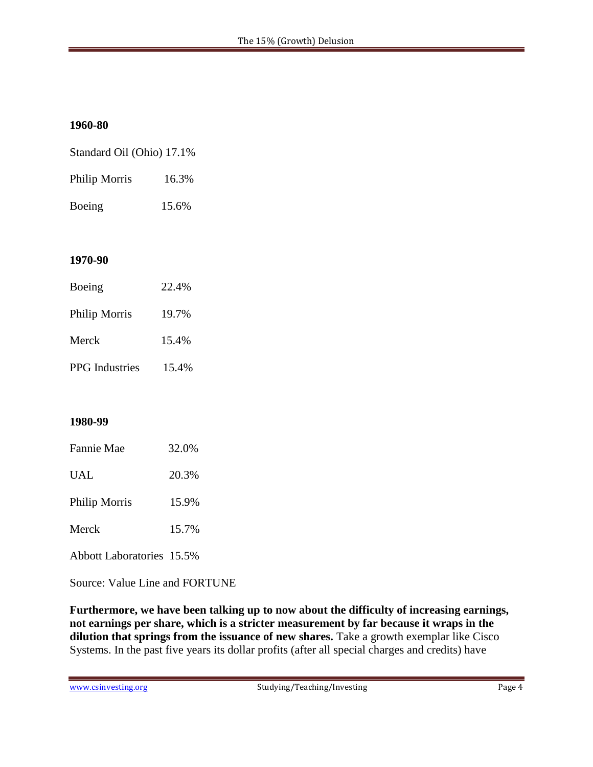**1960-80**

| | |
|---|---|
| Standard Oil (Ohio) | 17.1% |
| Philip Morris | 16.3% |
| Boeing | 15.6% |

**1970-90**

| | |
|---|---|
| Boeing | 22.4% |
| Philip Morris | 19.7% |
| Merck | 15.4% |
| PPG Industries | 15.4% |

**1980-99**

| | |
|---|---|
| Fannie Mae | 32.0% |
| UAL | 20.3% |
| Philip Morris | 15.9% |
| Merck | 15.7% |
| Abbott Laboratories | 15.5% |

Source: Value Line and FORTUNE

**Furthermore, we have been talking up to now about the difficulty of increasing earnings, not earnings per share, which is a stricter measurement by far because it wraps in the dilution that springs from the issuance of new shares.** Take a growth exemplar like Cisco Systems. In the past five years its dollar profits (after all special charges and credits) have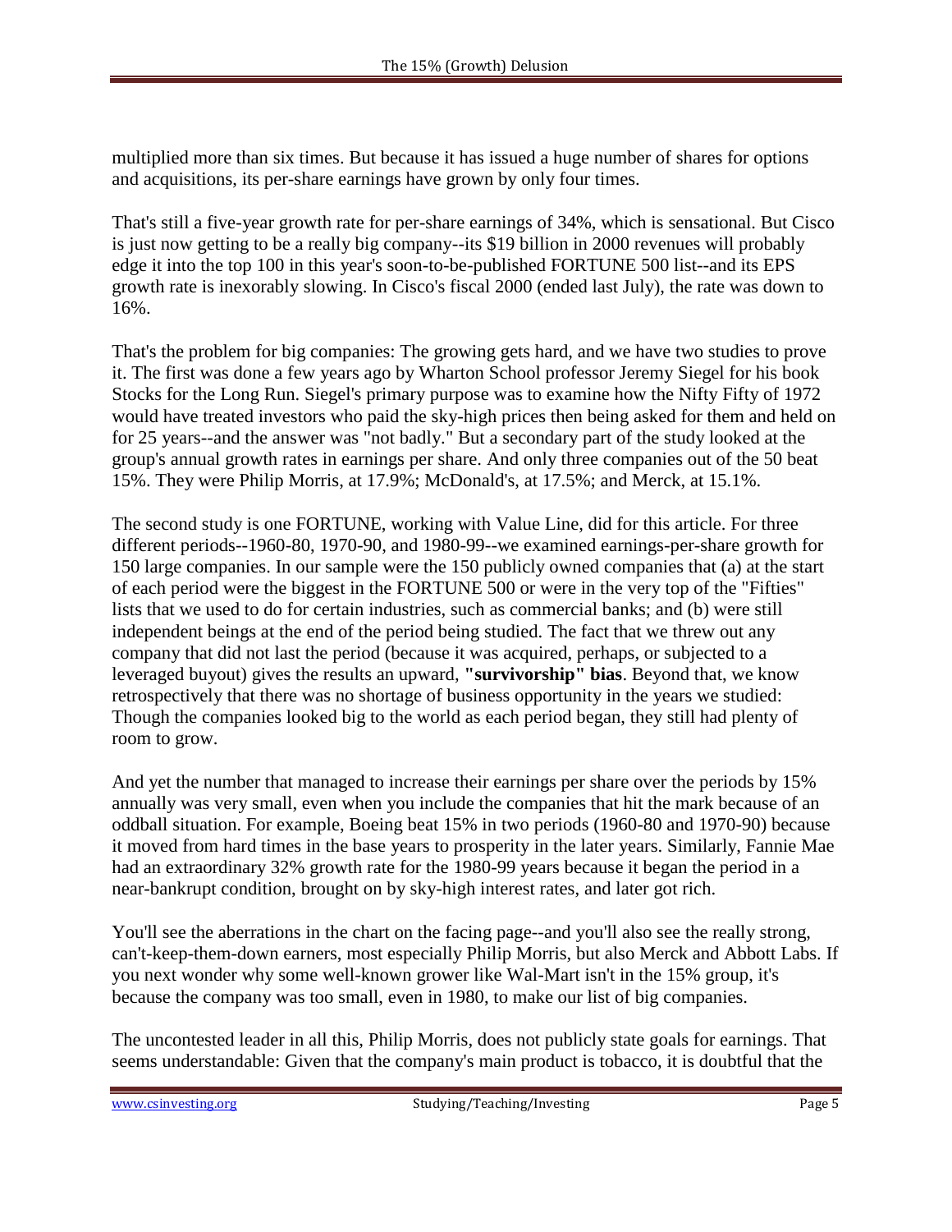multiplied more than six times. But because it has issued a huge number of shares for options and acquisitions, its per-share earnings have grown by only four times.

That's still a five-year growth rate for per-share earnings of 34%, which is sensational. But Cisco is just now getting to be a really big company--its $19 billion in 2000 revenues will probably edge it into the top 100 in this year's soon-to-be-published FORTUNE 500 list--and its EPS growth rate is inexorably slowing. In Cisco's fiscal 2000 (ended last July), the rate was down to 16%.

That's the problem for big companies: The growing gets hard, and we have two studies to prove it. The first was done a few years ago by Wharton School professor Jeremy Siegel for his book Stocks for the Long Run. Siegel's primary purpose was to examine how the Nifty Fifty of 1972 would have treated investors who paid the sky-high prices then being asked for them and held on for 25 years--and the answer was "not badly." But a secondary part of the study looked at the group's annual growth rates in earnings per share. And only three companies out of the 50 beat 15%. They were Philip Morris, at 17.9%; McDonald's, at 17.5%; and Merck, at 15.1%.

The second study is one FORTUNE, working with Value Line, did for this article. For three different periods--1960-80, 1970-90, and 1980-99--we examined earnings-per-share growth for 150 large companies. In our sample were the 150 publicly owned companies that (a) at the start of each period were the biggest in the FORTUNE 500 or were in the very top of the "Fifties" lists that we used to do for certain industries, such as commercial banks; and (b) were still independent beings at the end of the period being studied. The fact that we threw out any company that did not last the period (because it was acquired, perhaps, or subjected to a leveraged buyout) gives the results an upward, **"survivorship" bias**. Beyond that, we know retrospectively that there was no shortage of business opportunity in the years we studied: Though the companies looked big to the world as each period began, they still had plenty of room to grow.

And yet the number that managed to increase their earnings per share over the periods by 15% annually was very small, even when you include the companies that hit the mark because of an oddball situation. For example, Boeing beat 15% in two periods (1960-80 and 1970-90) because it moved from hard times in the base years to prosperity in the later years. Similarly, Fannie Mae had an extraordinary 32% growth rate for the 1980-99 years because it began the period in a near-bankrupt condition, brought on by sky-high interest rates, and later got rich.

You'll see the aberrations in the chart on the facing page--and you'll also see the really strong, can't-keep-them-down earners, most especially Philip Morris, but also Merck and Abbott Labs. If you next wonder why some well-known grower like Wal-Mart isn't in the 15% group, it's because the company was too small, even in 1980, to make our list of big companies.

The uncontested leader in all this, Philip Morris, does not publicly state goals for earnings. That seems understandable: Given that the company's main product is tobacco, it is doubtful that the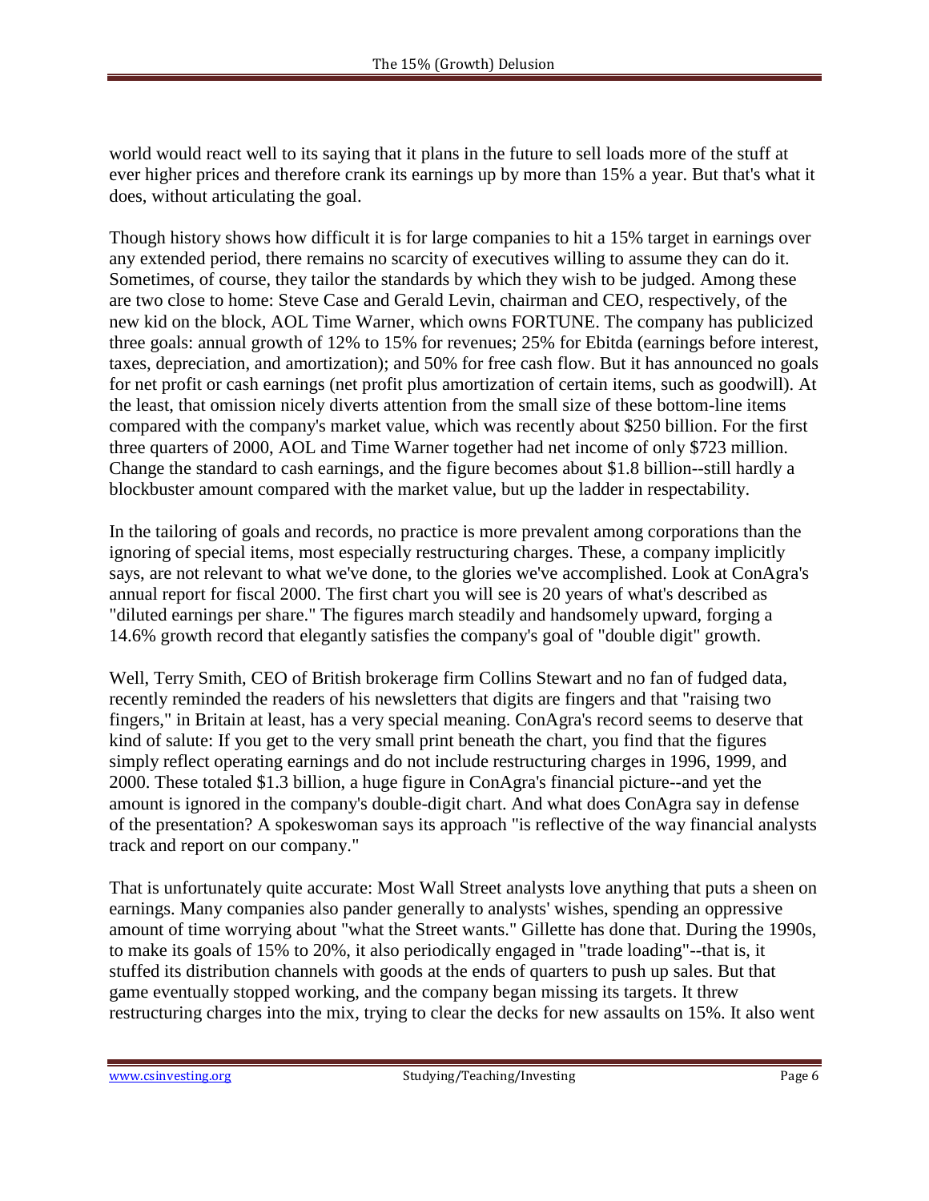world would react well to its saying that it plans in the future to sell loads more of the stuff at ever higher prices and therefore crank its earnings up by more than 15% a year. But that's what it does, without articulating the goal.

Though history shows how difficult it is for large companies to hit a 15% target in earnings over any extended period, there remains no scarcity of executives willing to assume they can do it. Sometimes, of course, they tailor the standards by which they wish to be judged. Among these are two close to home: Steve Case and Gerald Levin, chairman and CEO, respectively, of the new kid on the block, AOL Time Warner, which owns FORTUNE. The company has publicized three goals: annual growth of 12% to 15% for revenues; 25% for Ebitda (earnings before interest, taxes, depreciation, and amortization); and 50% for free cash flow. But it has announced no goals for net profit or cash earnings (net profit plus amortization of certain items, such as goodwill). At the least, that omission nicely diverts attention from the small size of these bottom-line items compared with the company's market value, which was recently about $250 billion. For the first three quarters of 2000, AOL and Time Warner together had net income of only $723 million. Change the standard to cash earnings, and the figure becomes about $1.8 billion--still hardly a blockbuster amount compared with the market value, but up the ladder in respectability.

In the tailoring of goals and records, no practice is more prevalent among corporations than the ignoring of special items, most especially restructuring charges. These, a company implicitly says, are not relevant to what we've done, to the glories we've accomplished. Look at ConAgra's annual report for fiscal 2000. The first chart you will see is 20 years of what's described as "diluted earnings per share." The figures march steadily and handsomely upward, forging a 14.6% growth record that elegantly satisfies the company's goal of "double digit" growth.

Well, Terry Smith, CEO of British brokerage firm Collins Stewart and no fan of fudged data, recently reminded the readers of his newsletters that digits are fingers and that "raising two fingers," in Britain at least, has a very special meaning. ConAgra's record seems to deserve that kind of salute: If you get to the very small print beneath the chart, you find that the figures simply reflect operating earnings and do not include restructuring charges in 1996, 1999, and 2000. These totaled $1.3 billion, a huge figure in ConAgra's financial picture--and yet the amount is ignored in the company's double-digit chart. And what does ConAgra say in defense of the presentation? A spokeswoman says its approach "is reflective of the way financial analysts track and report on our company."

That is unfortunately quite accurate: Most Wall Street analysts love anything that puts a sheen on earnings. Many companies also pander generally to analysts' wishes, spending an oppressive amount of time worrying about "what the Street wants." Gillette has done that. During the 1990s, to make its goals of 15% to 20%, it also periodically engaged in "trade loading"--that is, it stuffed its distribution channels with goods at the ends of quarters to push up sales. But that game eventually stopped working, and the company began missing its targets. It threw restructuring charges into the mix, trying to clear the decks for new assaults on 15%. It also went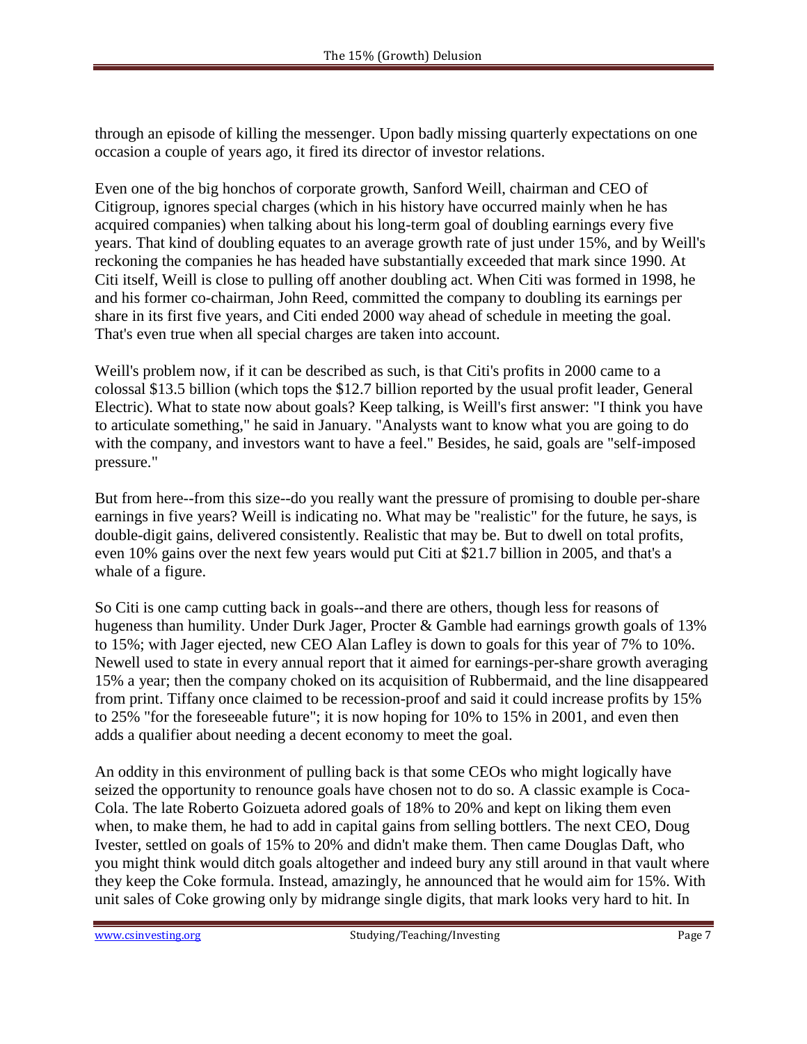through an episode of killing the messenger. Upon badly missing quarterly expectations on one occasion a couple of years ago, it fired its director of investor relations.

Even one of the big honchos of corporate growth, Sanford Weill, chairman and CEO of Citigroup, ignores special charges (which in his history have occurred mainly when he has acquired companies) when talking about his long-term goal of doubling earnings every five years. That kind of doubling equates to an average growth rate of just under 15%, and by Weill's reckoning the companies he has headed have substantially exceeded that mark since 1990. At Citi itself, Weill is close to pulling off another doubling act. When Citi was formed in 1998, he and his former co-chairman, John Reed, committed the company to doubling its earnings per share in its first five years, and Citi ended 2000 way ahead of schedule in meeting the goal. That's even true when all special charges are taken into account.

Weill's problem now, if it can be described as such, is that Citi's profits in 2000 came to a colossal $13.5 billion (which tops the $12.7 billion reported by the usual profit leader, General Electric). What to state now about goals? Keep talking, is Weill's first answer: "I think you have to articulate something," he said in January. "Analysts want to know what you are going to do with the company, and investors want to have a feel." Besides, he said, goals are "self-imposed pressure."

But from here--from this size--do you really want the pressure of promising to double per-share earnings in five years? Weill is indicating no. What may be "realistic" for the future, he says, is double-digit gains, delivered consistently. Realistic that may be. But to dwell on total profits, even 10% gains over the next few years would put Citi at $21.7 billion in 2005, and that's a whale of a figure.

So Citi is one camp cutting back in goals--and there are others, though less for reasons of hugeness than humility. Under Durk Jager, Procter & Gamble had earnings growth goals of 13% to 15%; with Jager ejected, new CEO Alan Lafley is down to goals for this year of 7% to 10%. Newell used to state in every annual report that it aimed for earnings-per-share growth averaging 15% a year; then the company choked on its acquisition of Rubbermaid, and the line disappeared from print. Tiffany once claimed to be recession-proof and said it could increase profits by 15% to 25% "for the foreseeable future"; it is now hoping for 10% to 15% in 2001, and even then adds a qualifier about needing a decent economy to meet the goal.

An oddity in this environment of pulling back is that some CEOs who might logically have seized the opportunity to renounce goals have chosen not to do so. A classic example is Coca-Cola. The late Roberto Goizueta adored goals of 18% to 20% and kept on liking them even when, to make them, he had to add in capital gains from selling bottlers. The next CEO, Doug Ivester, settled on goals of 15% to 20% and didn't make them. Then came Douglas Daft, who you might think would ditch goals altogether and indeed bury any still around in that vault where they keep the Coke formula. Instead, amazingly, he announced that he would aim for 15%. With unit sales of Coke growing only by midrange single digits, that mark looks very hard to hit. In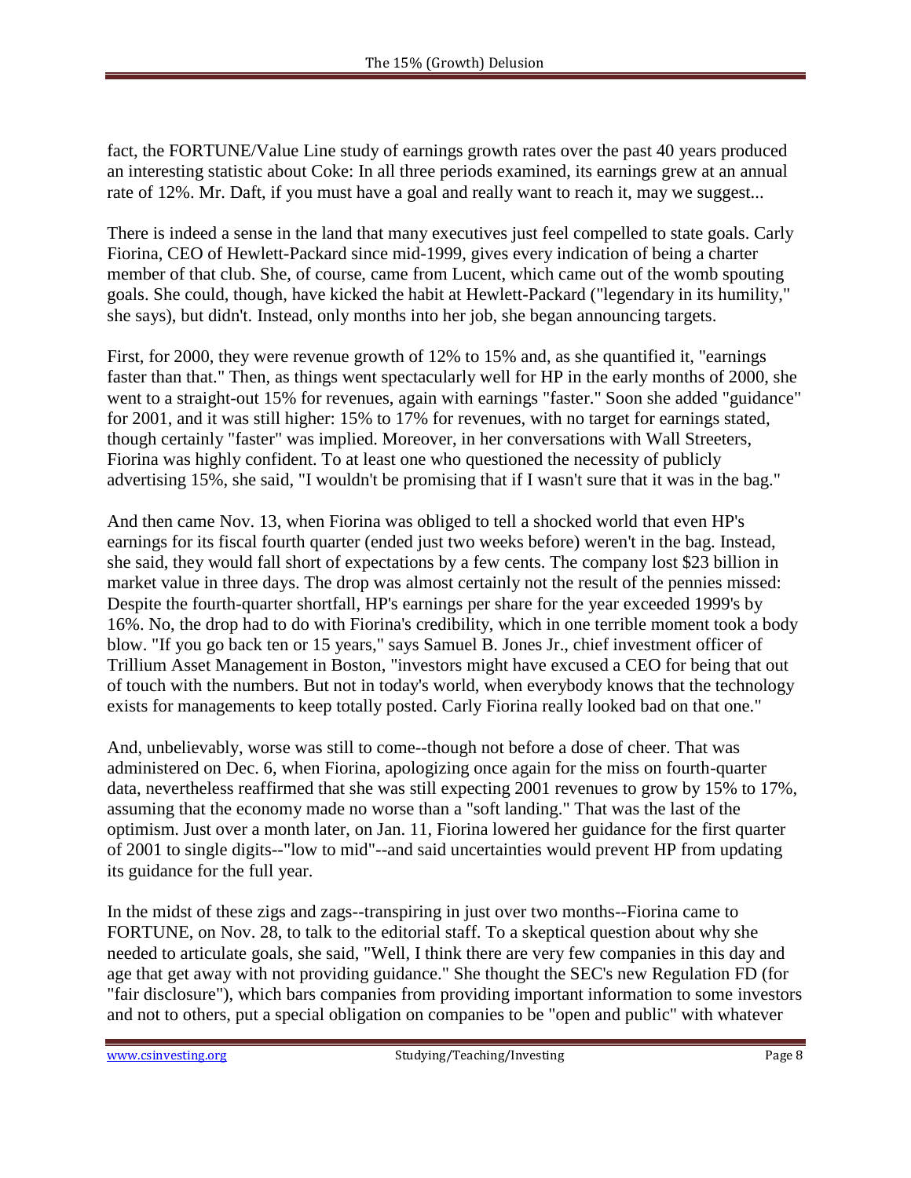fact, the FORTUNE/Value Line study of earnings growth rates over the past 40 years produced an interesting statistic about Coke: In all three periods examined, its earnings grew at an annual rate of 12%. Mr. Daft, if you must have a goal and really want to reach it, may we suggest...

There is indeed a sense in the land that many executives just feel compelled to state goals. Carly Fiorina, CEO of Hewlett-Packard since mid-1999, gives every indication of being a charter member of that club. She, of course, came from Lucent, which came out of the womb spouting goals. She could, though, have kicked the habit at Hewlett-Packard ("legendary in its humility," she says), but didn't. Instead, only months into her job, she began announcing targets.

First, for 2000, they were revenue growth of 12% to 15% and, as she quantified it, "earnings faster than that." Then, as things went spectacularly well for HP in the early months of 2000, she went to a straight-out 15% for revenues, again with earnings "faster." Soon she added "guidance" for 2001, and it was still higher: 15% to 17% for revenues, with no target for earnings stated, though certainly "faster" was implied. Moreover, in her conversations with Wall Streeters, Fiorina was highly confident. To at least one who questioned the necessity of publicly advertising 15%, she said, "I wouldn't be promising that if I wasn't sure that it was in the bag."

And then came Nov. 13, when Fiorina was obliged to tell a shocked world that even HP's earnings for its fiscal fourth quarter (ended just two weeks before) weren't in the bag. Instead, she said, they would fall short of expectations by a few cents. The company lost $23 billion in market value in three days. The drop was almost certainly not the result of the pennies missed: Despite the fourth-quarter shortfall, HP's earnings per share for the year exceeded 1999's by 16%. No, the drop had to do with Fiorina's credibility, which in one terrible moment took a body blow. "If you go back ten or 15 years," says Samuel B. Jones Jr., chief investment officer of Trillium Asset Management in Boston, "investors might have excused a CEO for being that out of touch with the numbers. But not in today's world, when everybody knows that the technology exists for managements to keep totally posted. Carly Fiorina really looked bad on that one."

And, unbelievably, worse was still to come--though not before a dose of cheer. That was administered on Dec. 6, when Fiorina, apologizing once again for the miss on fourth-quarter data, nevertheless reaffirmed that she was still expecting 2001 revenues to grow by 15% to 17%, assuming that the economy made no worse than a "soft landing." That was the last of the optimism. Just over a month later, on Jan. 11, Fiorina lowered her guidance for the first quarter of 2001 to single digits--"low to mid"--and said uncertainties would prevent HP from updating its guidance for the full year.

In the midst of these zigs and zags--transpiring in just over two months--Fiorina came to FORTUNE, on Nov. 28, to talk to the editorial staff. To a skeptical question about why she needed to articulate goals, she said, "Well, I think there are very few companies in this day and age that get away with not providing guidance." She thought the SEC's new Regulation FD (for "fair disclosure"), which bars companies from providing important information to some investors and not to others, put a special obligation on companies to be "open and public" with whatever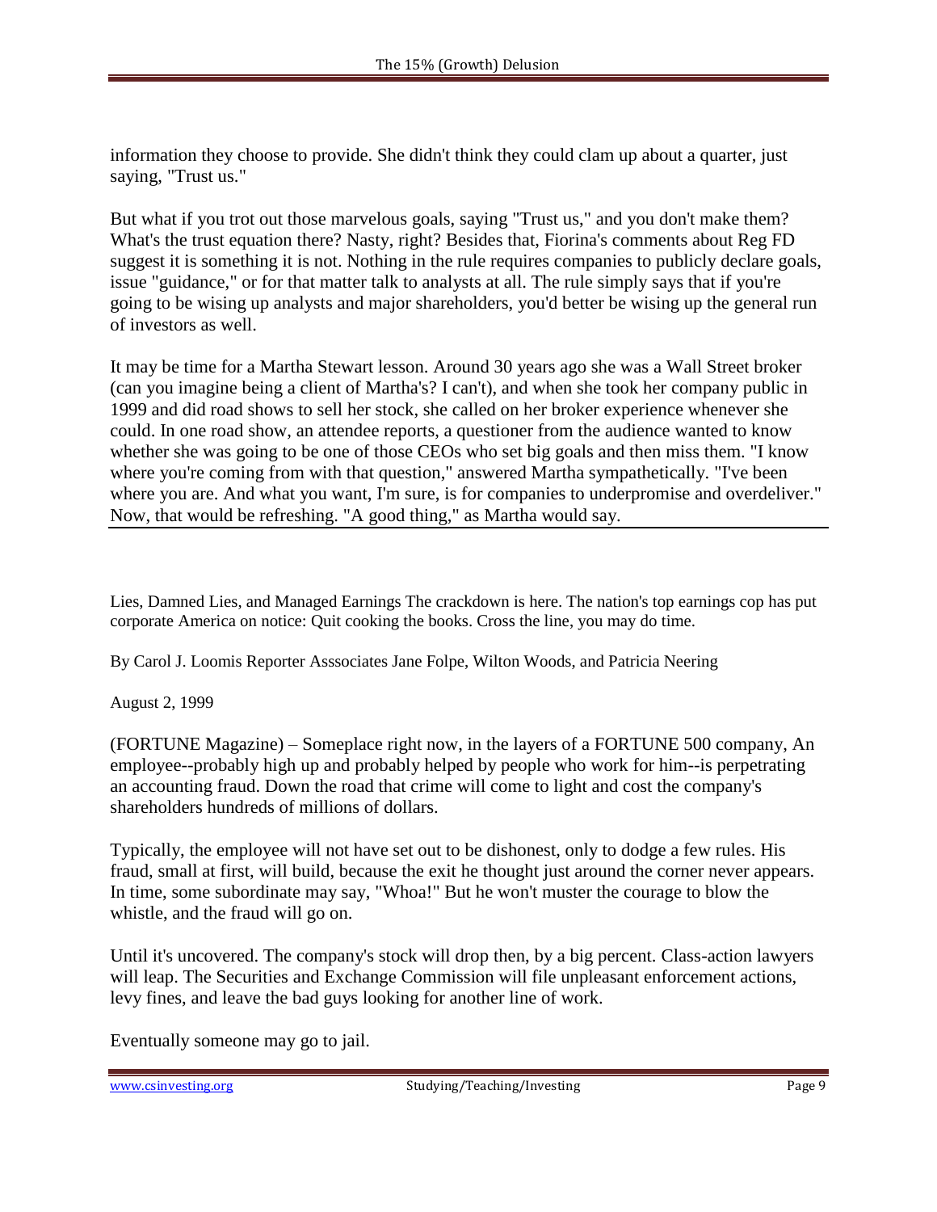information they choose to provide. She didn't think they could clam up about a quarter, just saying, "Trust us."

But what if you trot out those marvelous goals, saying "Trust us," and you don't make them? What's the trust equation there? Nasty, right? Besides that, Fiorina's comments about Reg FD suggest it is something it is not. Nothing in the rule requires companies to publicly declare goals, issue "guidance," or for that matter talk to analysts at all. The rule simply says that if you're going to be wising up analysts and major shareholders, you'd better be wising up the general run of investors as well.

It may be time for a Martha Stewart lesson. Around 30 years ago she was a Wall Street broker (can you imagine being a client of Martha's? I can't), and when she took her company public in 1999 and did road shows to sell her stock, she called on her broker experience whenever she could. In one road show, an attendee reports, a questioner from the audience wanted to know whether she was going to be one of those CEOs who set big goals and then miss them. "I know where you're coming from with that question," answered Martha sympathetically. "I've been where you are. And what you want, I'm sure, is for companies to underpromise and overdeliver." Now, that would be refreshing. "A good thing," as Martha would say.

---

Lies, Damned Lies, and Managed Earnings The crackdown is here. The nation's top earnings cop has put corporate America on notice: Quit cooking the books. Cross the line, you may do time.

By Carol J. Loomis Reporter Asssociates Jane Folpe, Wilton Woods, and Patricia Neering

August 2, 1999

(FORTUNE Magazine) – Someplace right now, in the layers of a FORTUNE 500 company, An employee--probably high up and probably helped by people who work for him--is perpetrating an accounting fraud. Down the road that crime will come to light and cost the company's shareholders hundreds of millions of dollars.

Typically, the employee will not have set out to be dishonest, only to dodge a few rules. His fraud, small at first, will build, because the exit he thought just around the corner never appears. In time, some subordinate may say, "Whoa!" But he won't muster the courage to blow the whistle, and the fraud will go on.

Until it's uncovered. The company's stock will drop then, by a big percent. Class-action lawyers will leap. The Securities and Exchange Commission will file unpleasant enforcement actions, levy fines, and leave the bad guys looking for another line of work.

Eventually someone may go to jail.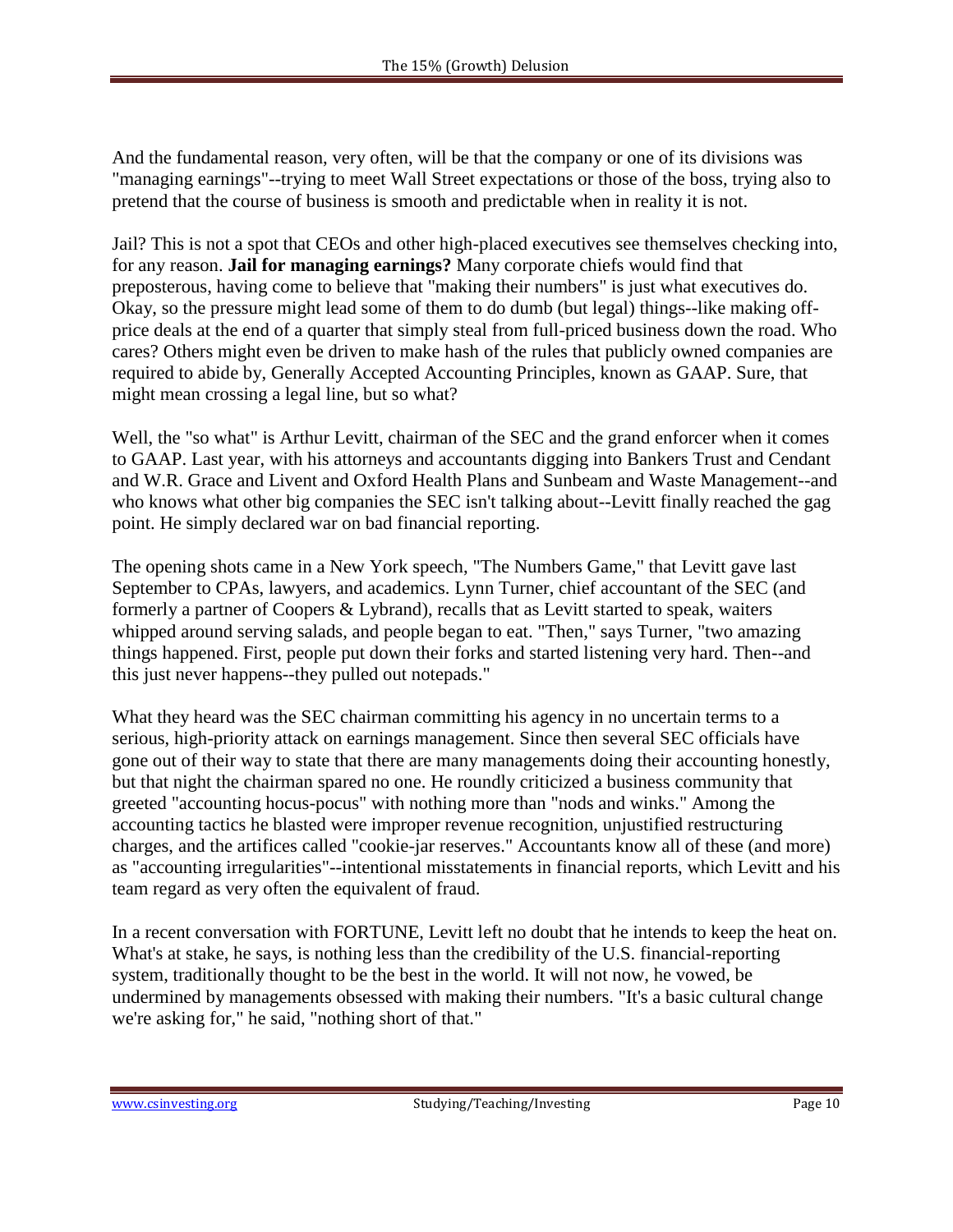And the fundamental reason, very often, will be that the company or one of its divisions was "managing earnings"--trying to meet Wall Street expectations or those of the boss, trying also to pretend that the course of business is smooth and predictable when in reality it is not.

Jail? This is not a spot that CEOs and other high-placed executives see themselves checking into, for any reason. **Jail for managing earnings?** Many corporate chiefs would find that preposterous, having come to believe that "making their numbers" is just what executives do. Okay, so the pressure might lead some of them to do dumb (but legal) things--like making off-price deals at the end of a quarter that simply steal from full-priced business down the road. Who cares? Others might even be driven to make hash of the rules that publicly owned companies are required to abide by, Generally Accepted Accounting Principles, known as GAAP. Sure, that might mean crossing a legal line, but so what?

Well, the "so what" is Arthur Levitt, chairman of the SEC and the grand enforcer when it comes to GAAP. Last year, with his attorneys and accountants digging into Bankers Trust and Cendant and W.R. Grace and Livent and Oxford Health Plans and Sunbeam and Waste Management--and who knows what other big companies the SEC isn't talking about--Levitt finally reached the gag point. He simply declared war on bad financial reporting.

The opening shots came in a New York speech, "The Numbers Game," that Levitt gave last September to CPAs, lawyers, and academics. Lynn Turner, chief accountant of the SEC (and formerly a partner of Coopers & Lybrand), recalls that as Levitt started to speak, waiters whipped around serving salads, and people began to eat. "Then," says Turner, "two amazing things happened. First, people put down their forks and started listening very hard. Then--and this just never happens--they pulled out notepads."

What they heard was the SEC chairman committing his agency in no uncertain terms to a serious, high-priority attack on earnings management. Since then several SEC officials have gone out of their way to state that there are many managements doing their accounting honestly, but that night the chairman spared no one. He roundly criticized a business community that greeted "accounting hocus-pocus" with nothing more than "nods and winks." Among the accounting tactics he blasted were improper revenue recognition, unjustified restructuring charges, and the artifices called "cookie-jar reserves." Accountants know all of these (and more) as "accounting irregularities"--intentional misstatements in financial reports, which Levitt and his team regard as very often the equivalent of fraud.

In a recent conversation with FORTUNE, Levitt left no doubt that he intends to keep the heat on. What's at stake, he says, is nothing less than the credibility of the U.S. financial-reporting system, traditionally thought to be the best in the world. It will not now, he vowed, be undermined by managements obsessed with making their numbers. "It's a basic cultural change we're asking for," he said, "nothing short of that."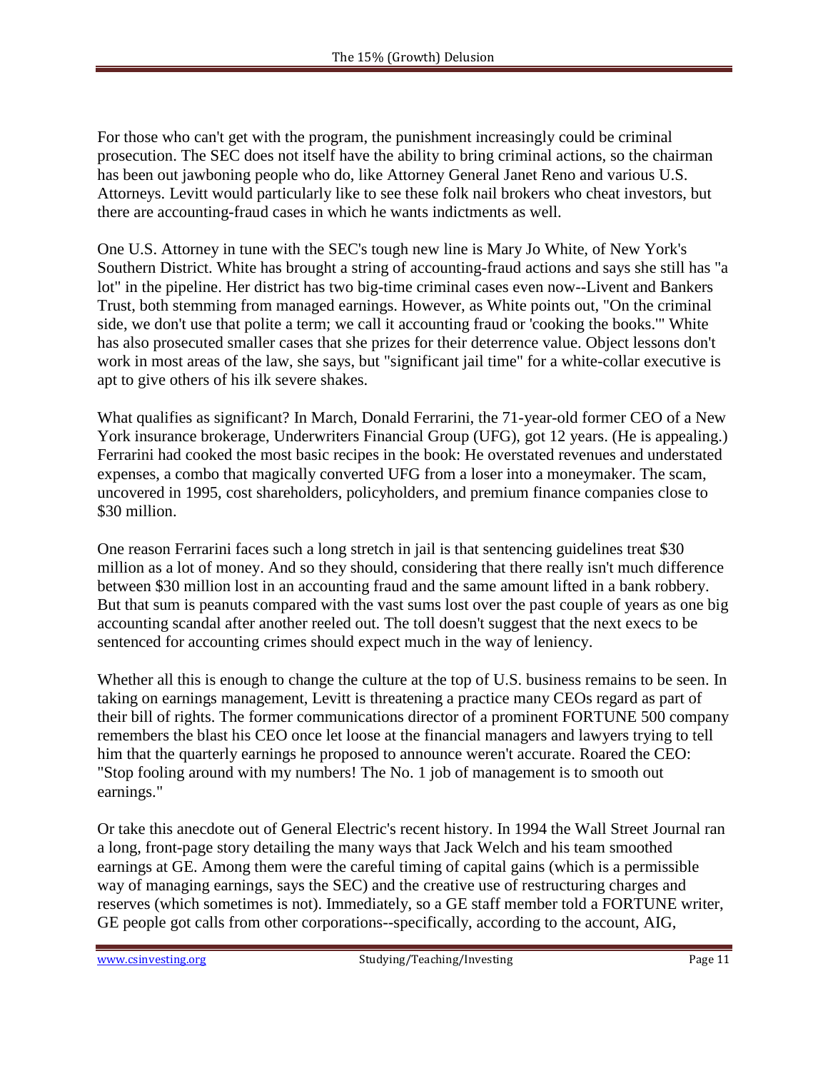For those who can't get with the program, the punishment increasingly could be criminal prosecution. The SEC does not itself have the ability to bring criminal actions, so the chairman has been out jawboning people who do, like Attorney General Janet Reno and various U.S. Attorneys. Levitt would particularly like to see these folk nail brokers who cheat investors, but there are accounting-fraud cases in which he wants indictments as well.

One U.S. Attorney in tune with the SEC's tough new line is Mary Jo White, of New York's Southern District. White has brought a string of accounting-fraud actions and says she still has "a lot" in the pipeline. Her district has two big-time criminal cases even now--Livent and Bankers Trust, both stemming from managed earnings. However, as White points out, "On the criminal side, we don't use that polite a term; we call it accounting fraud or 'cooking the books.'" White has also prosecuted smaller cases that she prizes for their deterrence value. Object lessons don't work in most areas of the law, she says, but "significant jail time" for a white-collar executive is apt to give others of his ilk severe shakes.

What qualifies as significant? In March, Donald Ferrarini, the 71-year-old former CEO of a New York insurance brokerage, Underwriters Financial Group (UFG), got 12 years. (He is appealing.) Ferrarini had cooked the most basic recipes in the book: He overstated revenues and understated expenses, a combo that magically converted UFG from a loser into a moneymaker. The scam, uncovered in 1995, cost shareholders, policyholders, and premium finance companies close to $30 million.

One reason Ferrarini faces such a long stretch in jail is that sentencing guidelines treat $30 million as a lot of money. And so they should, considering that there really isn't much difference between $30 million lost in an accounting fraud and the same amount lifted in a bank robbery. But that sum is peanuts compared with the vast sums lost over the past couple of years as one big accounting scandal after another reeled out. The toll doesn't suggest that the next execs to be sentenced for accounting crimes should expect much in the way of leniency.

Whether all this is enough to change the culture at the top of U.S. business remains to be seen. In taking on earnings management, Levitt is threatening a practice many CEOs regard as part of their bill of rights. The former communications director of a prominent FORTUNE 500 company remembers the blast his CEO once let loose at the financial managers and lawyers trying to tell him that the quarterly earnings he proposed to announce weren't accurate. Roared the CEO: "Stop fooling around with my numbers! The No. 1 job of management is to smooth out earnings."

Or take this anecdote out of General Electric's recent history. In 1994 the Wall Street Journal ran a long, front-page story detailing the many ways that Jack Welch and his team smoothed earnings at GE. Among them were the careful timing of capital gains (which is a permissible way of managing earnings, says the SEC) and the creative use of restructuring charges and reserves (which sometimes is not). Immediately, so a GE staff member told a FORTUNE writer, GE people got calls from other corporations--specifically, according to the account, AIG,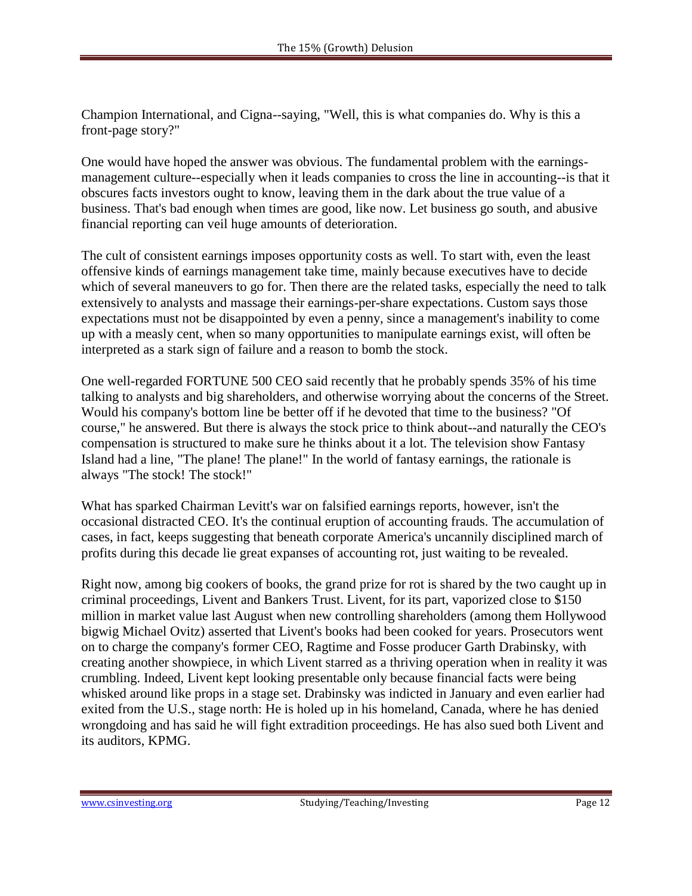Champion International, and Cigna--saying, "Well, this is what companies do. Why is this a front-page story?"

One would have hoped the answer was obvious. The fundamental problem with the earnings-management culture--especially when it leads companies to cross the line in accounting--is that it obscures facts investors ought to know, leaving them in the dark about the true value of a business. That's bad enough when times are good, like now. Let business go south, and abusive financial reporting can veil huge amounts of deterioration.

The cult of consistent earnings imposes opportunity costs as well. To start with, even the least offensive kinds of earnings management take time, mainly because executives have to decide which of several maneuvers to go for. Then there are the related tasks, especially the need to talk extensively to analysts and massage their earnings-per-share expectations. Custom says those expectations must not be disappointed by even a penny, since a management's inability to come up with a measly cent, when so many opportunities to manipulate earnings exist, will often be interpreted as a stark sign of failure and a reason to bomb the stock.

One well-regarded FORTUNE 500 CEO said recently that he probably spends 35% of his time talking to analysts and big shareholders, and otherwise worrying about the concerns of the Street. Would his company's bottom line be better off if he devoted that time to the business? "Of course," he answered. But there is always the stock price to think about--and naturally the CEO's compensation is structured to make sure he thinks about it a lot. The television show Fantasy Island had a line, "The plane! The plane!" In the world of fantasy earnings, the rationale is always "The stock! The stock!"

What has sparked Chairman Levitt's war on falsified earnings reports, however, isn't the occasional distracted CEO. It's the continual eruption of accounting frauds. The accumulation of cases, in fact, keeps suggesting that beneath corporate America's uncannily disciplined march of profits during this decade lie great expanses of accounting rot, just waiting to be revealed.

Right now, among big cookers of books, the grand prize for rot is shared by the two caught up in criminal proceedings, Livent and Bankers Trust. Livent, for its part, vaporized close to $150 million in market value last August when new controlling shareholders (among them Hollywood bigwig Michael Ovitz) asserted that Livent's books had been cooked for years. Prosecutors went on to charge the company's former CEO, Ragtime and Fosse producer Garth Drabinsky, with creating another showpiece, in which Livent starred as a thriving operation when in reality it was crumbling. Indeed, Livent kept looking presentable only because financial facts were being whisked around like props in a stage set. Drabinsky was indicted in January and even earlier had exited from the U.S., stage north: He is holed up in his homeland, Canada, where he has denied wrongdoing and has said he will fight extradition proceedings. He has also sued both Livent and its auditors, KPMG.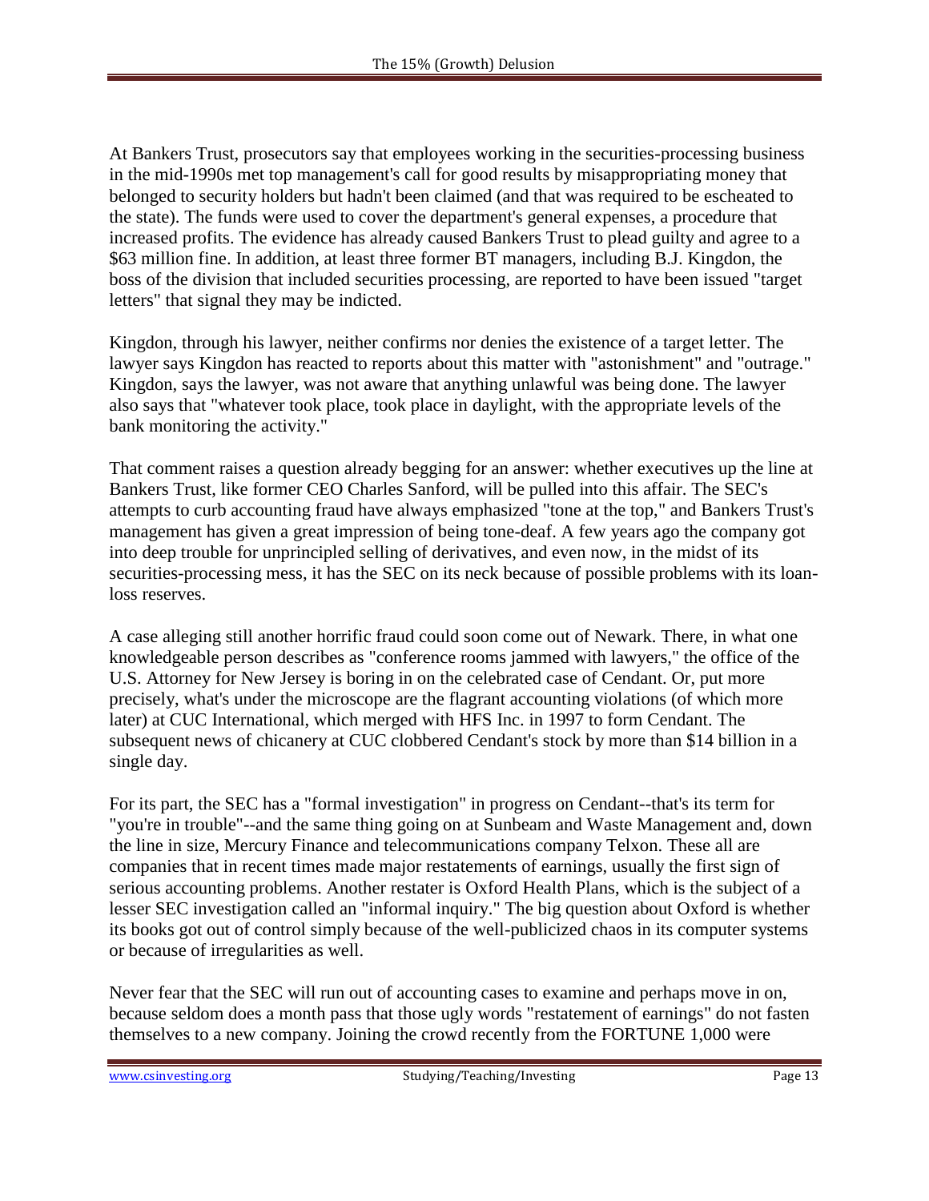At Bankers Trust, prosecutors say that employees working in the securities-processing business in the mid-1990s met top management's call for good results by misappropriating money that belonged to security holders but hadn't been claimed (and that was required to be escheated to the state). The funds were used to cover the department's general expenses, a procedure that increased profits. The evidence has already caused Bankers Trust to plead guilty and agree to a $63 million fine. In addition, at least three former BT managers, including B.J. Kingdon, the boss of the division that included securities processing, are reported to have been issued "target letters" that signal they may be indicted.

Kingdon, through his lawyer, neither confirms nor denies the existence of a target letter. The lawyer says Kingdon has reacted to reports about this matter with "astonishment" and "outrage." Kingdon, says the lawyer, was not aware that anything unlawful was being done. The lawyer also says that "whatever took place, took place in daylight, with the appropriate levels of the bank monitoring the activity."

That comment raises a question already begging for an answer: whether executives up the line at Bankers Trust, like former CEO Charles Sanford, will be pulled into this affair. The SEC's attempts to curb accounting fraud have always emphasized "tone at the top," and Bankers Trust's management has given a great impression of being tone-deaf. A few years ago the company got into deep trouble for unprincipled selling of derivatives, and even now, in the midst of its securities-processing mess, it has the SEC on its neck because of possible problems with its loan-loss reserves.

A case alleging still another horrific fraud could soon come out of Newark. There, in what one knowledgeable person describes as "conference rooms jammed with lawyers," the office of the U.S. Attorney for New Jersey is boring in on the celebrated case of Cendant. Or, put more precisely, what's under the microscope are the flagrant accounting violations (of which more later) at CUC International, which merged with HFS Inc. in 1997 to form Cendant. The subsequent news of chicanery at CUC clobbered Cendant's stock by more than $14 billion in a single day.

For its part, the SEC has a "formal investigation" in progress on Cendant--that's its term for "you're in trouble"--and the same thing going on at Sunbeam and Waste Management and, down the line in size, Mercury Finance and telecommunications company Telxon. These all are companies that in recent times made major restatements of earnings, usually the first sign of serious accounting problems. Another restater is Oxford Health Plans, which is the subject of a lesser SEC investigation called an "informal inquiry." The big question about Oxford is whether its books got out of control simply because of the well-publicized chaos in its computer systems or because of irregularities as well.

Never fear that the SEC will run out of accounting cases to examine and perhaps move in on, because seldom does a month pass that those ugly words "restatement of earnings" do not fasten themselves to a new company. Joining the crowd recently from the FORTUNE 1,000 were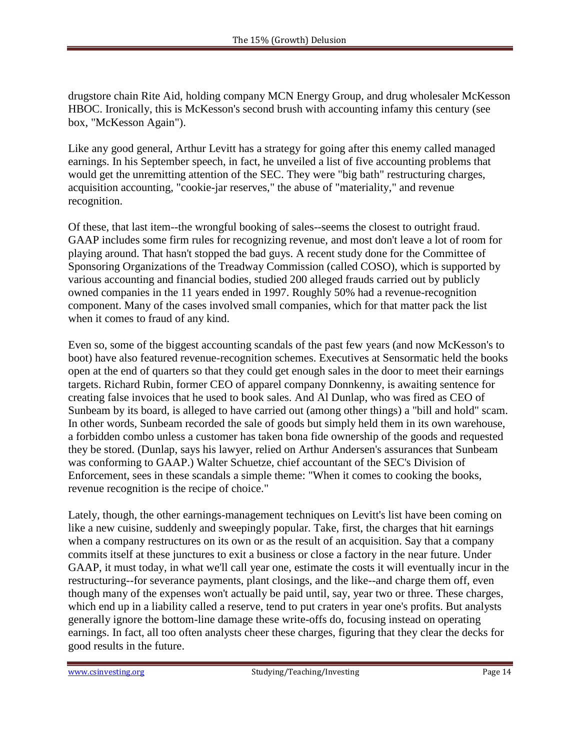drugstore chain Rite Aid, holding company MCN Energy Group, and drug wholesaler McKesson HBOC. Ironically, this is McKesson's second brush with accounting infamy this century (see box, "McKesson Again").

Like any good general, Arthur Levitt has a strategy for going after this enemy called managed earnings. In his September speech, in fact, he unveiled a list of five accounting problems that would get the unremitting attention of the SEC. They were "big bath" restructuring charges, acquisition accounting, "cookie-jar reserves," the abuse of "materiality," and revenue recognition.

Of these, that last item--the wrongful booking of sales--seems the closest to outright fraud. GAAP includes some firm rules for recognizing revenue, and most don't leave a lot of room for playing around. That hasn't stopped the bad guys. A recent study done for the Committee of Sponsoring Organizations of the Treadway Commission (called COSO), which is supported by various accounting and financial bodies, studied 200 alleged frauds carried out by publicly owned companies in the 11 years ended in 1997. Roughly 50% had a revenue-recognition component. Many of the cases involved small companies, which for that matter pack the list when it comes to fraud of any kind.

Even so, some of the biggest accounting scandals of the past few years (and now McKesson's to boot) have also featured revenue-recognition schemes. Executives at Sensormatic held the books open at the end of quarters so that they could get enough sales in the door to meet their earnings targets. Richard Rubin, former CEO of apparel company Donnkenny, is awaiting sentence for creating false invoices that he used to book sales. And Al Dunlap, who was fired as CEO of Sunbeam by its board, is alleged to have carried out (among other things) a "bill and hold" scam. In other words, Sunbeam recorded the sale of goods but simply held them in its own warehouse, a forbidden combo unless a customer has taken bona fide ownership of the goods and requested they be stored. (Dunlap, says his lawyer, relied on Arthur Andersen's assurances that Sunbeam was conforming to GAAP.) Walter Schuetze, chief accountant of the SEC's Division of Enforcement, sees in these scandals a simple theme: "When it comes to cooking the books, revenue recognition is the recipe of choice."

Lately, though, the other earnings-management techniques on Levitt's list have been coming on like a new cuisine, suddenly and sweepingly popular. Take, first, the charges that hit earnings when a company restructures on its own or as the result of an acquisition. Say that a company commits itself at these junctures to exit a business or close a factory in the near future. Under GAAP, it must today, in what we'll call year one, estimate the costs it will eventually incur in the restructuring--for severance payments, plant closings, and the like--and charge them off, even though many of the expenses won't actually be paid until, say, year two or three. These charges, which end up in a liability called a reserve, tend to put craters in year one's profits. But analysts generally ignore the bottom-line damage these write-offs do, focusing instead on operating earnings. In fact, all too often analysts cheer these charges, figuring that they clear the decks for good results in the future.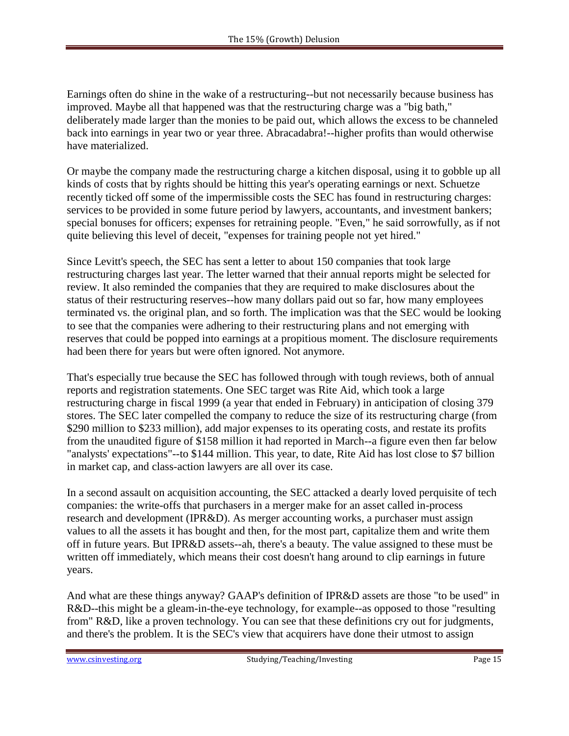Earnings often do shine in the wake of a restructuring--but not necessarily because business has improved. Maybe all that happened was that the restructuring charge was a "big bath," deliberately made larger than the monies to be paid out, which allows the excess to be channeled back into earnings in year two or year three. Abracadabra!--higher profits than would otherwise have materialized.

Or maybe the company made the restructuring charge a kitchen disposal, using it to gobble up all kinds of costs that by rights should be hitting this year's operating earnings or next. Schuetze recently ticked off some of the impermissible costs the SEC has found in restructuring charges: services to be provided in some future period by lawyers, accountants, and investment bankers; special bonuses for officers; expenses for retraining people. "Even," he said sorrowfully, as if not quite believing this level of deceit, "expenses for training people not yet hired."

Since Levitt's speech, the SEC has sent a letter to about 150 companies that took large restructuring charges last year. The letter warned that their annual reports might be selected for review. It also reminded the companies that they are required to make disclosures about the status of their restructuring reserves--how many dollars paid out so far, how many employees terminated vs. the original plan, and so forth. The implication was that the SEC would be looking to see that the companies were adhering to their restructuring plans and not emerging with reserves that could be popped into earnings at a propitious moment. The disclosure requirements had been there for years but were often ignored. Not anymore.

That's especially true because the SEC has followed through with tough reviews, both of annual reports and registration statements. One SEC target was Rite Aid, which took a large restructuring charge in fiscal 1999 (a year that ended in February) in anticipation of closing 379 stores. The SEC later compelled the company to reduce the size of its restructuring charge (from \$290 million to \$233 million), add major expenses to its operating costs, and restate its profits from the unaudited figure of \$158 million it had reported in March--a figure even then far below "analysts' expectations"--to \$144 million. This year, to date, Rite Aid has lost close to \$7 billion in market cap, and class-action lawyers are all over its case.

In a second assault on acquisition accounting, the SEC attacked a dearly loved perquisite of tech companies: the write-offs that purchasers in a merger make for an asset called in-process research and development (IPR&D). As merger accounting works, a purchaser must assign values to all the assets it has bought and then, for the most part, capitalize them and write them off in future years. But IPR&D assets--ah, there's a beauty. The value assigned to these must be written off immediately, which means their cost doesn't hang around to clip earnings in future years.

And what are these things anyway? GAAP's definition of IPR&D assets are those "to be used" in R&D--this might be a gleam-in-the-eye technology, for example--as opposed to those "resulting from" R&D, like a proven technology. You can see that these definitions cry out for judgments, and there's the problem. It is the SEC's view that acquirers have done their utmost to assign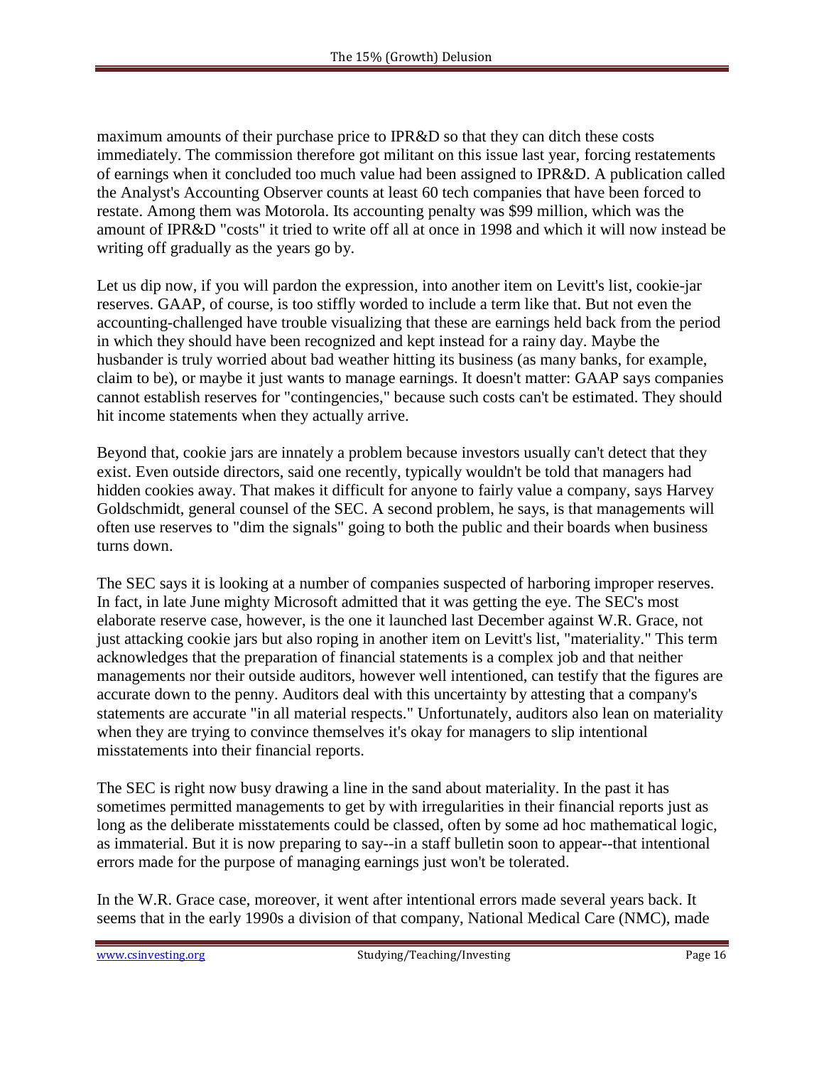maximum amounts of their purchase price to IPR&D so that they can ditch these costs immediately. The commission therefore got militant on this issue last year, forcing restatements of earnings when it concluded too much value had been assigned to IPR&D. A publication called the Analyst's Accounting Observer counts at least 60 tech companies that have been forced to restate. Among them was Motorola. Its accounting penalty was $99 million, which was the amount of IPR&D "costs" it tried to write off all at once in 1998 and which it will now instead be writing off gradually as the years go by.

Let us dip now, if you will pardon the expression, into another item on Levitt's list, cookie-jar reserves. GAAP, of course, is too stiffly worded to include a term like that. But not even the accounting-challenged have trouble visualizing that these are earnings held back from the period in which they should have been recognized and kept instead for a rainy day. Maybe the husbander is truly worried about bad weather hitting its business (as many banks, for example, claim to be), or maybe it just wants to manage earnings. It doesn't matter: GAAP says companies cannot establish reserves for "contingencies," because such costs can't be estimated. They should hit income statements when they actually arrive.

Beyond that, cookie jars are innately a problem because investors usually can't detect that they exist. Even outside directors, said one recently, typically wouldn't be told that managers had hidden cookies away. That makes it difficult for anyone to fairly value a company, says Harvey Goldschmidt, general counsel of the SEC. A second problem, he says, is that managements will often use reserves to "dim the signals" going to both the public and their boards when business turns down.

The SEC says it is looking at a number of companies suspected of harboring improper reserves. In fact, in late June mighty Microsoft admitted that it was getting the eye. The SEC's most elaborate reserve case, however, is the one it launched last December against W.R. Grace, not just attacking cookie jars but also roping in another item on Levitt's list, "materiality." This term acknowledges that the preparation of financial statements is a complex job and that neither managements nor their outside auditors, however well intentioned, can testify that the figures are accurate down to the penny. Auditors deal with this uncertainty by attesting that a company's statements are accurate "in all material respects." Unfortunately, auditors also lean on materiality when they are trying to convince themselves it's okay for managers to slip intentional misstatements into their financial reports.

The SEC is right now busy drawing a line in the sand about materiality. In the past it has sometimes permitted managements to get by with irregularities in their financial reports just as long as the deliberate misstatements could be classed, often by some ad hoc mathematical logic, as immaterial. But it is now preparing to say--in a staff bulletin soon to appear--that intentional errors made for the purpose of managing earnings just won't be tolerated.

In the W.R. Grace case, moreover, it went after intentional errors made several years back. It seems that in the early 1990s a division of that company, National Medical Care (NMC), made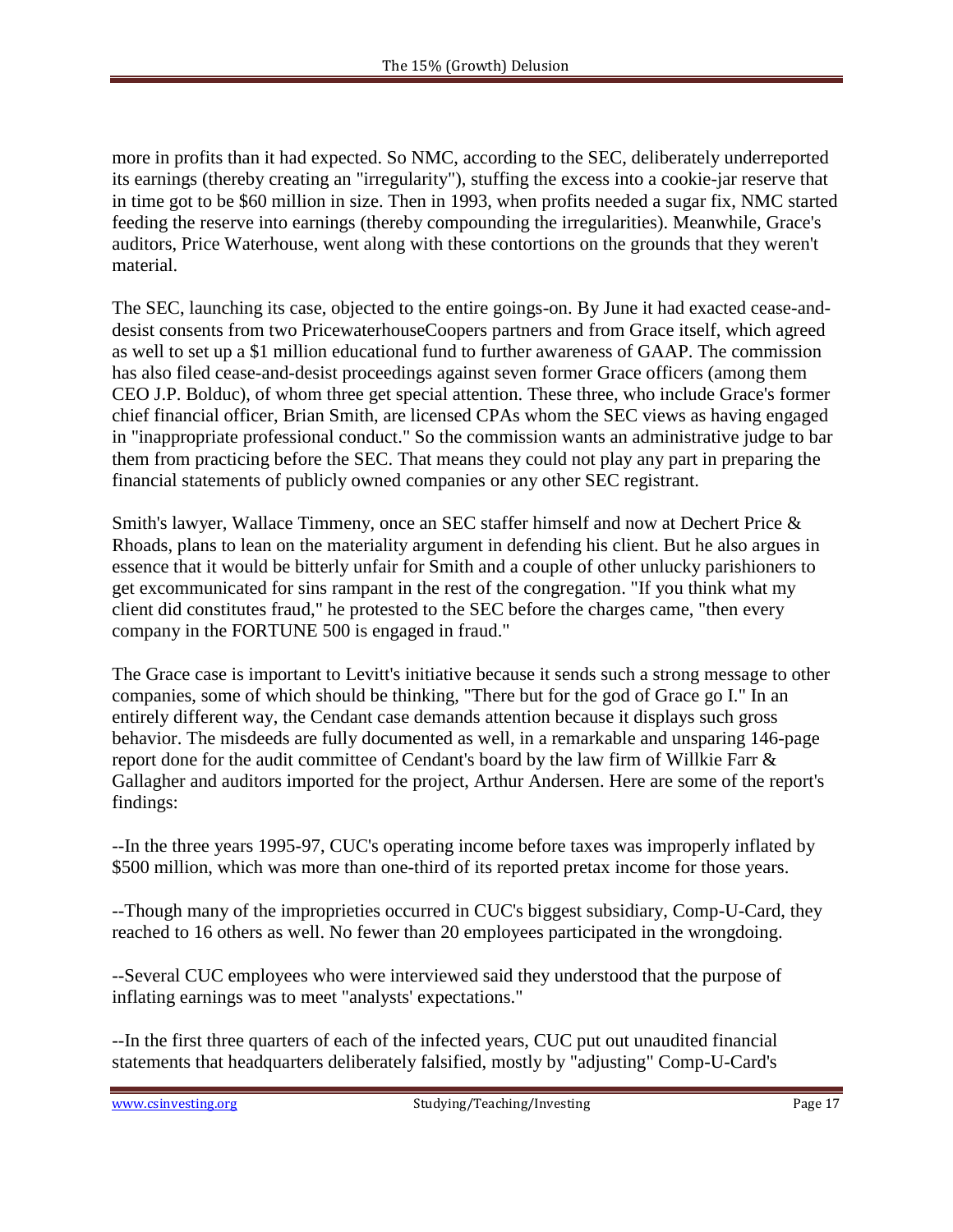more in profits than it had expected. So NMC, according to the SEC, deliberately underreported its earnings (thereby creating an "irregularity"), stuffing the excess into a cookie-jar reserve that in time got to be $60 million in size. Then in 1993, when profits needed a sugar fix, NMC started feeding the reserve into earnings (thereby compounding the irregularities). Meanwhile, Grace's auditors, Price Waterhouse, went along with these contortions on the grounds that they weren't material.

The SEC, launching its case, objected to the entire goings-on. By June it had exacted cease-and-desist consents from two PricewaterhouseCoopers partners and from Grace itself, which agreed as well to set up a $1 million educational fund to further awareness of GAAP. The commission has also filed cease-and-desist proceedings against seven former Grace officers (among them CEO J.P. Bolduc), of whom three get special attention. These three, who include Grace's former chief financial officer, Brian Smith, are licensed CPAs whom the SEC views as having engaged in "inappropriate professional conduct." So the commission wants an administrative judge to bar them from practicing before the SEC. That means they could not play any part in preparing the financial statements of publicly owned companies or any other SEC registrant.

Smith's lawyer, Wallace Timmeny, once an SEC staffer himself and now at Dechert Price & Rhoads, plans to lean on the materiality argument in defending his client. But he also argues in essence that it would be bitterly unfair for Smith and a couple of other unlucky parishioners to get excommunicated for sins rampant in the rest of the congregation. "If you think what my client did constitutes fraud," he protested to the SEC before the charges came, "then every company in the FORTUNE 500 is engaged in fraud."

The Grace case is important to Levitt's initiative because it sends such a strong message to other companies, some of which should be thinking, "There but for the god of Grace go I." In an entirely different way, the Cendant case demands attention because it displays such gross behavior. The misdeeds are fully documented as well, in a remarkable and unsparing 146-page report done for the audit committee of Cendant's board by the law firm of Willkie Farr & Gallagher and auditors imported for the project, Arthur Andersen. Here are some of the report's findings:

--In the three years 1995-97, CUC's operating income before taxes was improperly inflated by $500 million, which was more than one-third of its reported pretax income for those years.

--Though many of the improprieties occurred in CUC's biggest subsidiary, Comp-U-Card, they reached to 16 others as well. No fewer than 20 employees participated in the wrongdoing.

--Several CUC employees who were interviewed said they understood that the purpose of inflating earnings was to meet "analysts' expectations."

--In the first three quarters of each of the infected years, CUC put out unaudited financial statements that headquarters deliberately falsified, mostly by "adjusting" Comp-U-Card's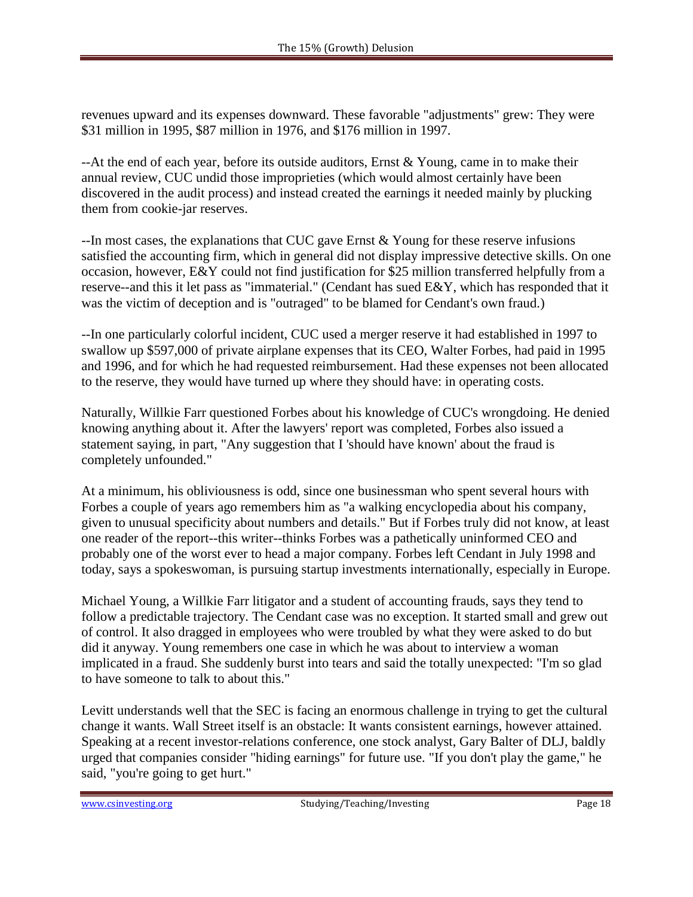revenues upward and its expenses downward. These favorable "adjustments" grew: They were $31 million in 1995, $87 million in 1976, and $176 million in 1997.

--At the end of each year, before its outside auditors, Ernst & Young, came in to make their annual review, CUC undid those improprieties (which would almost certainly have been discovered in the audit process) and instead created the earnings it needed mainly by plucking them from cookie-jar reserves.

--In most cases, the explanations that CUC gave Ernst & Young for these reserve infusions satisfied the accounting firm, which in general did not display impressive detective skills. On one occasion, however, E&Y could not find justification for $25 million transferred helpfully from a reserve--and this it let pass as "immaterial." (Cendant has sued E&Y, which has responded that it was the victim of deception and is "outraged" to be blamed for Cendant's own fraud.)

--In one particularly colorful incident, CUC used a merger reserve it had established in 1997 to swallow up $597,000 of private airplane expenses that its CEO, Walter Forbes, had paid in 1995 and 1996, and for which he had requested reimbursement. Had these expenses not been allocated to the reserve, they would have turned up where they should have: in operating costs.

Naturally, Willkie Farr questioned Forbes about his knowledge of CUC's wrongdoing. He denied knowing anything about it. After the lawyers' report was completed, Forbes also issued a statement saying, in part, "Any suggestion that I 'should have known' about the fraud is completely unfounded."

At a minimum, his obliviousness is odd, since one businessman who spent several hours with Forbes a couple of years ago remembers him as "a walking encyclopedia about his company, given to unusual specificity about numbers and details." But if Forbes truly did not know, at least one reader of the report--this writer--thinks Forbes was a pathetically uninformed CEO and probably one of the worst ever to head a major company. Forbes left Cendant in July 1998 and today, says a spokeswoman, is pursuing startup investments internationally, especially in Europe.

Michael Young, a Willkie Farr litigator and a student of accounting frauds, says they tend to follow a predictable trajectory. The Cendant case was no exception. It started small and grew out of control. It also dragged in employees who were troubled by what they were asked to do but did it anyway. Young remembers one case in which he was about to interview a woman implicated in a fraud. She suddenly burst into tears and said the totally unexpected: "I'm so glad to have someone to talk to about this."

Levitt understands well that the SEC is facing an enormous challenge in trying to get the cultural change it wants. Wall Street itself is an obstacle: It wants consistent earnings, however attained. Speaking at a recent investor-relations conference, one stock analyst, Gary Balter of DLJ, baldly urged that companies consider "hiding earnings" for future use. "If you don't play the game," he said, "you're going to get hurt."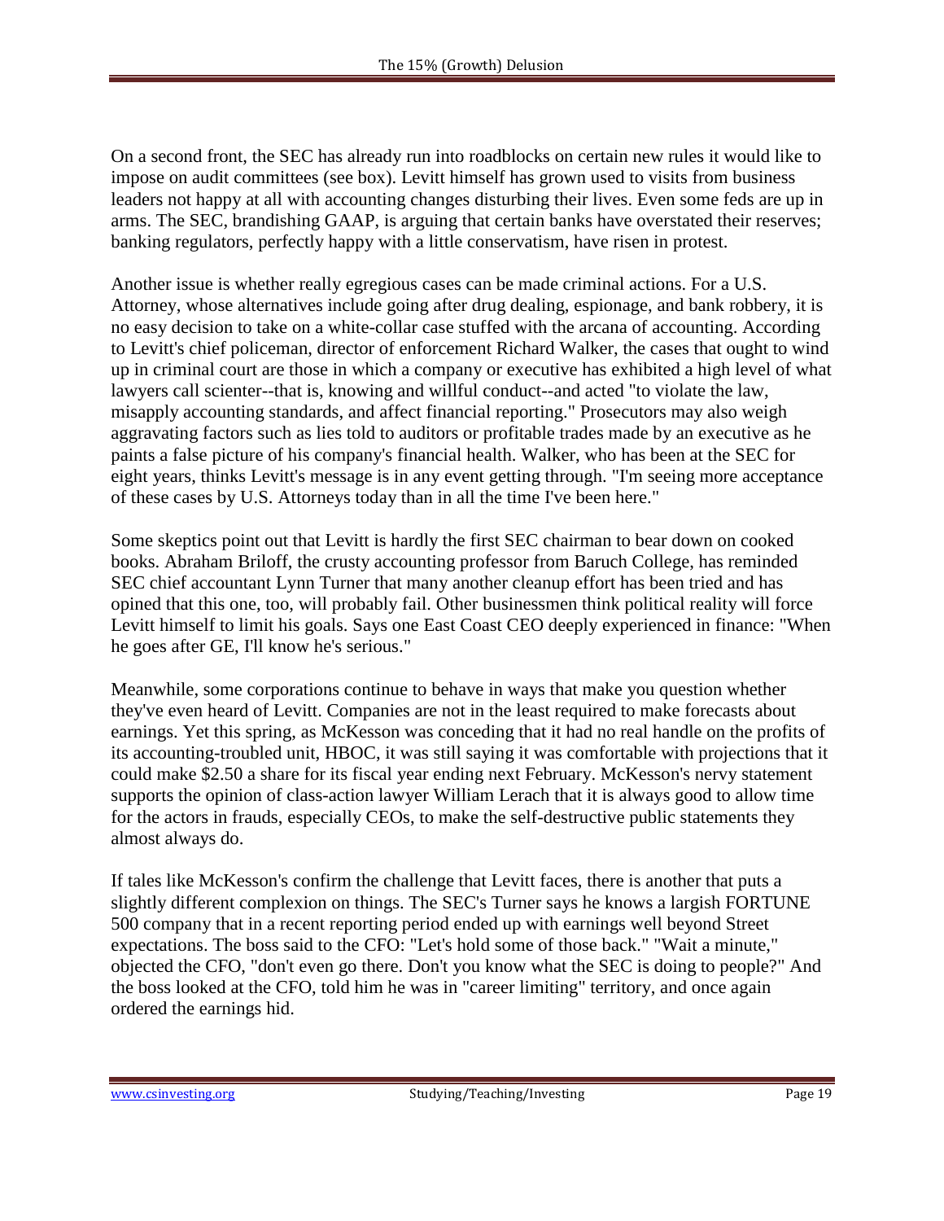On a second front, the SEC has already run into roadblocks on certain new rules it would like to impose on audit committees (see box). Levitt himself has grown used to visits from business leaders not happy at all with accounting changes disturbing their lives. Even some feds are up in arms. The SEC, brandishing GAAP, is arguing that certain banks have overstated their reserves; banking regulators, perfectly happy with a little conservatism, have risen in protest.

Another issue is whether really egregious cases can be made criminal actions. For a U.S. Attorney, whose alternatives include going after drug dealing, espionage, and bank robbery, it is no easy decision to take on a white-collar case stuffed with the arcana of accounting. According to Levitt's chief policeman, director of enforcement Richard Walker, the cases that ought to wind up in criminal court are those in which a company or executive has exhibited a high level of what lawyers call scienter--that is, knowing and willful conduct--and acted "to violate the law, misapply accounting standards, and affect financial reporting." Prosecutors may also weigh aggravating factors such as lies told to auditors or profitable trades made by an executive as he paints a false picture of his company's financial health. Walker, who has been at the SEC for eight years, thinks Levitt's message is in any event getting through. "I'm seeing more acceptance of these cases by U.S. Attorneys today than in all the time I've been here."

Some skeptics point out that Levitt is hardly the first SEC chairman to bear down on cooked books. Abraham Briloff, the crusty accounting professor from Baruch College, has reminded SEC chief accountant Lynn Turner that many another cleanup effort has been tried and has opined that this one, too, will probably fail. Other businessmen think political reality will force Levitt himself to limit his goals. Says one East Coast CEO deeply experienced in finance: "When he goes after GE, I'll know he's serious."

Meanwhile, some corporations continue to behave in ways that make you question whether they've even heard of Levitt. Companies are not in the least required to make forecasts about earnings. Yet this spring, as McKesson was conceding that it had no real handle on the profits of its accounting-troubled unit, HBOC, it was still saying it was comfortable with projections that it could make $2.50 a share for its fiscal year ending next February. McKesson's nervy statement supports the opinion of class-action lawyer William Lerach that it is always good to allow time for the actors in frauds, especially CEOs, to make the self-destructive public statements they almost always do.

If tales like McKesson's confirm the challenge that Levitt faces, there is another that puts a slightly different complexion on things. The SEC's Turner says he knows a largish FORTUNE 500 company that in a recent reporting period ended up with earnings well beyond Street expectations. The boss said to the CFO: "Let's hold some of those back." "Wait a minute," objected the CFO, "don't even go there. Don't you know what the SEC is doing to people?" And the boss looked at the CFO, told him he was in "career limiting" territory, and once again ordered the earnings hid.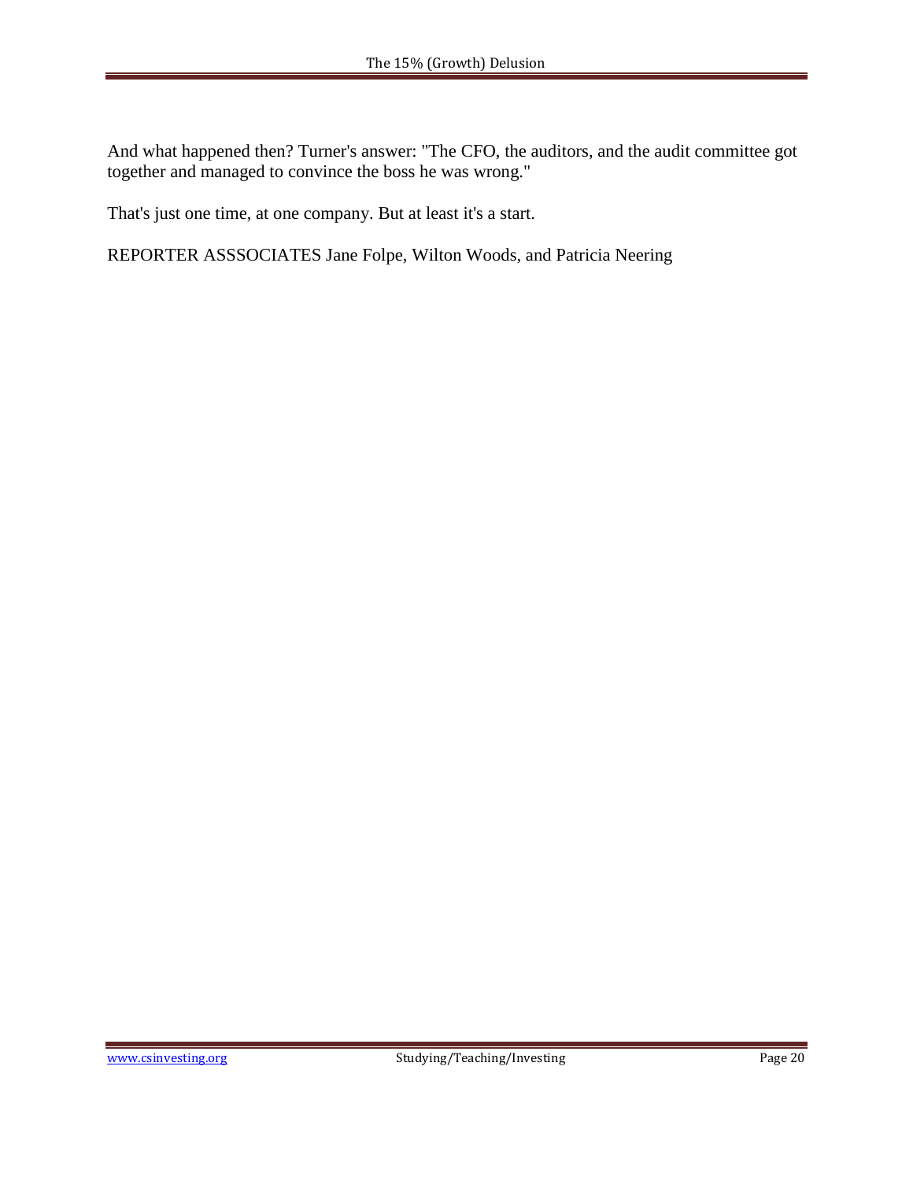And what happened then? Turner's answer: "The CFO, the auditors, and the audit committee got together and managed to convince the boss he was wrong."

That's just one time, at one company. But at least it's a start.

REPORTER ASSSOCIATES Jane Folpe, Wilton Woods, and Patricia Neering